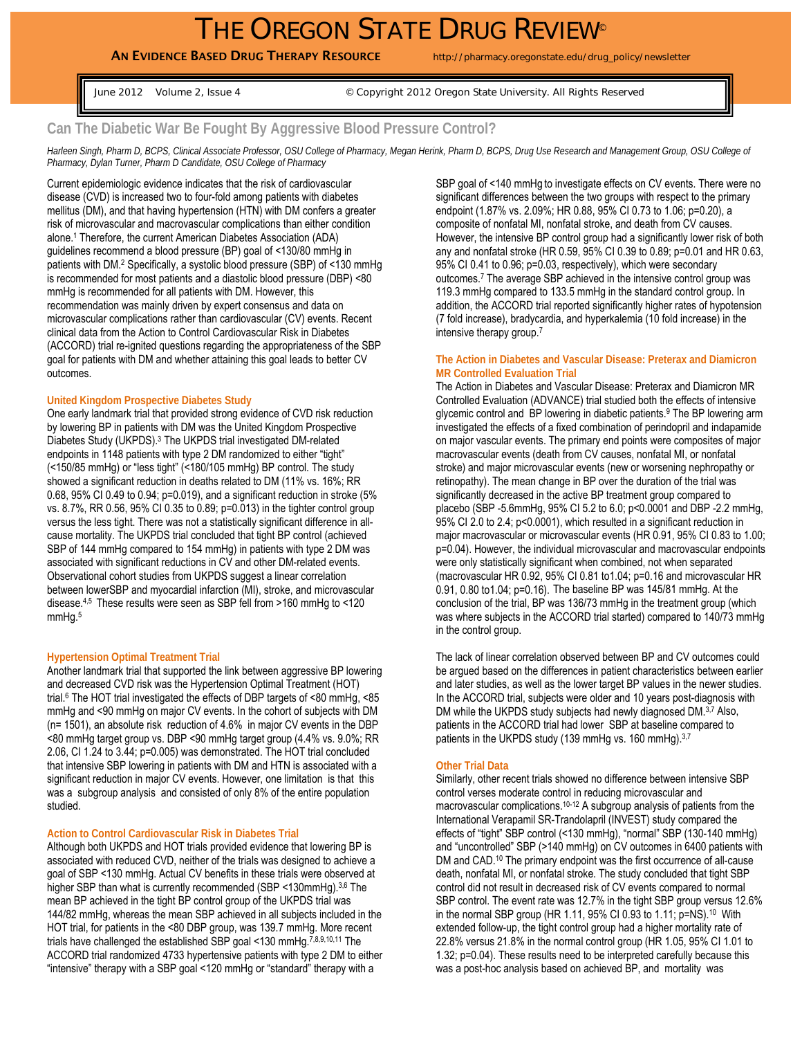# THE OREGON STATE DRUG REVIEW©

**AN EVIDENCE BASED DRUG THERAPY RESOURCE** http://pharmacy.oregonstate.edu/drug_policy/newsletter

June 2012 Volume 2, Issue 4 © Copyright 2012 Oregon State University. All Rights Reserved

## Can The Diabetic War Be Fought By Aggressive Blood Pressure Control?

*Harleen Singh, Pharm D, BCPS, Clinical Associate Professor, OSU College of Pharmacy, Megan Herink, Pharm D, BCPS, Drug Use Research and Management Group, OSU College of Pharmacy, Dylan Turner, Pharm D Candidate, OSU College of Pharmacy*

Current epidemiologic evidence indicates that the risk of cardiovascular disease (CVD) is increased two to four-fold among patients with diabetes mellitus (DM), and that having hypertension (HTN) with DM confers a greater risk of microvascular and macrovascular complications than either condition alone.[1] Therefore, the current American Diabetes Association (ADA) guidelines recommend a blood pressure (BP) goal of <130/80 mmHg in patients with DM.[2] Specifically, a systolic blood pressure (SBP) of <130 mmHg is recommended for most patients and a diastolic blood pressure (DBP) <80 mmHg is recommended for all patients with DM. However, this recommendation was mainly driven by expert consensus and data on microvascular complications rather than cardiovascular (CV) events. Recent clinical data from the Action to Control Cardiovascular Risk in Diabetes (ACCORD) trial re-ignited questions regarding the appropriateness of the SBP goal for patients with DM and whether attaining this goal leads to better CV outcomes.

### United Kingdom Prospective Diabetes Study

One early landmark trial that provided strong evidence of CVD risk reduction by lowering BP in patients with DM was the United Kingdom Prospective Diabetes Study (UKPDS).[3] The UKPDS trial investigated DM-related endpoints in 1148 patients with type 2 DM randomized to either "tight" (<150/85 mmHg) or "less tight" (<180/105 mmHg) BP control. The study showed a significant reduction in deaths related to DM (11% vs. 16%; RR 0.68, 95% CI 0.49 to 0.94; p=0.019), and a significant reduction in stroke (5% vs. 8.7%, RR 0.56, 95% CI 0.35 to 0.89; p=0.013) in the tighter control group versus the less tight. There was not a statistically significant difference in all-cause mortality. The UKPDS trial concluded that tight BP control (achieved SBP of 144 mmHg compared to 154 mmHg) in patients with type 2 DM was associated with significant reductions in CV and other DM-related events. Observational cohort studies from UKPDS suggest a linear correlation between lowerSBP and myocardial infarction (MI), stroke, and microvascular disease.[4,5] These results were seen as SBP fell from >160 mmHg to <120 mmHg.[5]

### Hypertension Optimal Treatment Trial

Another landmark trial that supported the link between aggressive BP lowering and decreased CVD risk was the Hypertension Optimal Treatment (HOT) trial.[6] The HOT trial investigated the effects of DBP targets of <80 mmHg, <85 mmHg and <90 mmHg on major CV events. In the cohort of subjects with DM (n= 1501), an absolute risk reduction of 4.6% in major CV events in the DBP <80 mmHg target group vs. DBP <90 mmHg target group (4.4% vs. 9.0%; RR 2.06, CI 1.24 to 3.44; p=0.005) was demonstrated. The HOT trial concluded that intensive SBP lowering in patients with DM and HTN is associated with a significant reduction in major CV events. However, one limitation is that this was a subgroup analysis and consisted of only 8% of the entire population studied.

### Action to Control Cardiovascular Risk in Diabetes Trial

Although both UKPDS and HOT trials provided evidence that lowering BP is associated with reduced CVD, neither of the trials was designed to achieve a goal of SBP <130 mmHg. Actual CV benefits in these trials were observed at higher SBP than what is currently recommended (SBP <130mmHg).[3,6] The mean BP achieved in the tight BP control group of the UKPDS trial was 144/82 mmHg, whereas the mean SBP achieved in all subjects included in the HOT trial, for patients in the <80 DBP group, was 139.7 mmHg. More recent trials have challenged the established SBP goal <130 mmHg.[7,8,9,10,11] The ACCORD trial randomized 4733 hypertensive patients with type 2 DM to either "intensive" therapy with a SBP goal <120 mmHg or "standard" therapy with a SBP goal of <140 mmHg to investigate effects on CV events. There were no significant differences between the two groups with respect to the primary endpoint (1.87% vs. 2.09%; HR 0.88, 95% CI 0.73 to 1.06; p=0.20), a composite of nonfatal MI, nonfatal stroke, and death from CV causes. However, the intensive BP control group had a significantly lower risk of both any and nonfatal stroke (HR 0.59, 95% CI 0.39 to 0.89; p=0.01 and HR 0.63, 95% CI 0.41 to 0.96; p=0.03, respectively), which were secondary outcomes.[7] The average SBP achieved in the intensive control group was 119.3 mmHg compared to 133.5 mmHg in the standard control group. In addition, the ACCORD trial reported significantly higher rates of hypotension (7 fold increase), bradycardia, and hyperkalemia (10 fold increase) in the intensive therapy group.[7]

### The Action in Diabetes and Vascular Disease: Preterax and Diamicron MR Controlled Evaluation Trial[10]

The Action in Diabetes and Vascular Disease: Preterax and Diamicron MR Controlled Evaluation (ADVANCE) trial studied both the effects of intensive glycemic control and BP lowering in diabetic patients.[9] The BP lowering arm investigated the effects of a fixed combination of perindopril and indapamide on major vascular events. The primary end points were composites of major macrovascular events (death from CV causes, nonfatal MI, or nonfatal stroke) and major microvascular events (new or worsening nephropathy or retinopathy). The mean change in BP over the duration of the trial was significantly decreased in the active BP treatment group compared to placebo (SBP -5.6mmHg, 95% CI 5.2 to 6.0; p<0.0001 and DBP -2.2 mmHg, 95% CI 2.0 to 2.4; p<0.0001), which resulted in a significant reduction in major macrovascular or microvascular events (HR 0.91, 95% CI 0.83 to 1.00; p=0.04). However, the individual microvascular and macrovascular endpoints were only statistically significant when combined, not when separated (macrovascular HR 0.92, 95% CI 0.81 to1.04; p=0.16 and microvascular HR 0.91, 0.80 to1.04; p=0.16). The baseline BP was 145/81 mmHg. At the conclusion of the trial, BP was 136/73 mmHg in the treatment group (which was where subjects in the ACCORD trial started) compared to 140/73 mmHg in the control group.

The lack of linear correlation observed between BP and CV outcomes could be argued based on the differences in patient characteristics between earlier and later studies, as well as the lower target BP values in the newer studies. In the ACCORD trial, subjects were older and 10 years post-diagnosis with DM while the UKPDS study subjects had newly diagnosed DM.[3,7] Also, patients in the ACCORD trial had lower SBP at baseline compared to patients in the UKPDS study (139 mmHg vs. 160 mmHg).[3,7]

### Other Trial Data

Similarly, other recent trials showed no difference between intensive SBP control verses moderate control in reducing microvascular and macrovascular complications.[10-12] A subgroup analysis of patients from the International Verapamil SR-Trandolapril (INVEST) study compared the effects of "tight" SBP control (<130 mmHg), "normal" SBP (130-140 mmHg) and "uncontrolled" SBP (>140 mmHg) on CV outcomes in 6400 patients with DM and CAD.[10] The primary endpoint was the first occurrence of all-cause death, nonfatal MI, or nonfatal stroke. The study concluded that tight SBP control did not result in decreased risk of CV events compared to normal SBP control. The event rate was 12.7% in the tight SBP group versus 12.6% in the normal SBP group (HR 1.11, 95% CI 0.93 to 1.11; p=NS).[10] With extended follow-up, the tight control group had a higher mortality rate of 22.8% versus 21.8% in the normal control group (HR 1.05, 95% CI 1.01 to 1.32; p=0.04). These results need to be interpreted carefully because this was a post-hoc analysis based on achieved BP, and mortality was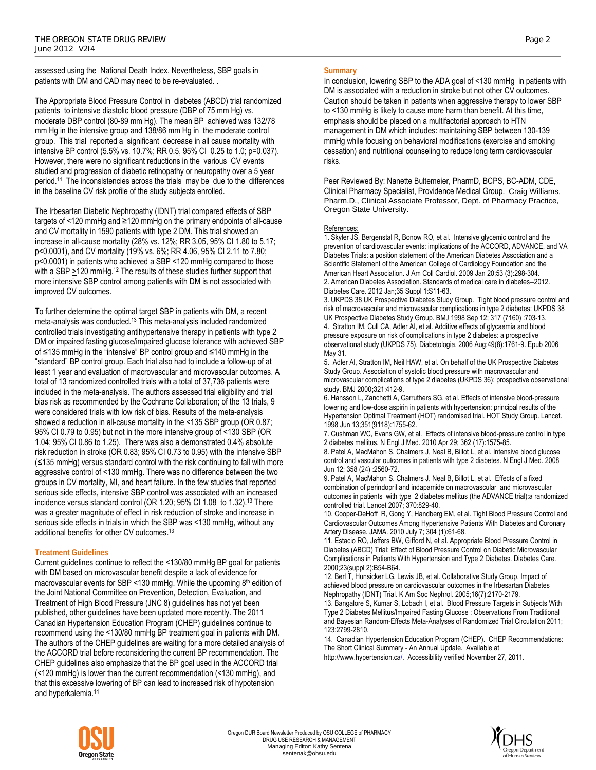assessed using the National Death Index. Nevertheless, SBP goals in patients with DM and CAD may need to be re-evaluated. .

The Appropriate Blood Pressure Control in diabetes (ABCD) trial randomized patients to intensive diastolic blood pressure (DBP of 75 mm Hg) vs. moderate DBP control (80-89 mm Hg). The mean BP achieved was 132/78 mm Hg in the intensive group and 138/86 mm Hg in the moderate control group. This trial reported a significant decrease in all cause mortality with intensive BP control (5.5% vs. 10.7%; RR 0.5, 95% CI 0.25 to 1.0; p=0.037). However, there were no significant reductions in the various CV events studied and progression of diabetic retinopathy or neuropathy over a 5 year period.[11] The inconsistencies across the trials may be due to the differences in the baseline CV risk profile of the study subjects enrolled.

The Irbesartan Diabetic Nephropathy (IDNT) trial compared effects of SBP targets of <120 mmHg and ≥120 mmHg on the primary endpoints of all-cause and CV mortality in 1590 patients with type 2 DM. This trial showed an increase in all-cause mortality (28% vs. 12%; RR 3.05, 95% CI 1.80 to 5.17; p<0.0001), and CV mortality (19% vs. 6%; RR 4.06, 95% CI 2.11 to 7.80; p<0.0001) in patients who achieved a SBP <120 mmHg compared to those with a SBP ≥120 mmHg.[12] The results of these studies further support that more intensive SBP control among patients with DM is not associated with improved CV outcomes.

To further determine the optimal target SBP in patients with DM, a recent meta-analysis was conducted.[13] This meta-analysis included randomized controlled trials investigating antihypertensive therapy in patients with type 2 DM or impaired fasting glucose/impaired glucose tolerance with achieved SBP of ≤135 mmHg in the "intensive" BP control group and ≤140 mmHg in the "standard" BP control group. Each trial also had to include a follow-up of at least 1 year and evaluation of macrovascular and microvascular outcomes. A total of 13 randomized controlled trials with a total of 37,736 patients were included in the meta-analysis. The authors assessed trial eligibility and trial bias risk as recommended by the Cochrane Collaboration; of the 13 trials, 9 were considered trials with low risk of bias. Results of the meta-analysis showed a reduction in all-cause mortality in the <135 SBP group (OR 0.87; 95% CI 0.79 to 0.95) but not in the more intensive group of <130 SBP (OR 1.04; 95% CI 0.86 to 1.25). There was also a demonstrated 0.4% absolute risk reduction in stroke (OR 0.83; 95% CI 0.73 to 0.95) with the intensive SBP (≤135 mmHg) versus standard control with the risk continuing to fall with more aggressive control of <130 mmHg. There was no difference between the two groups in CV mortality, MI, and heart failure. In the few studies that reported serious side effects, intensive SBP control was associated with an increased incidence versus standard control (OR 1.20; 95% CI 1.08 to 1.32).[13] There was a greater magnitude of effect in risk reduction of stroke and increase in serious side effects in trials in which the SBP was <130 mmHg, without any additional benefits for other CV outcomes.[13]

## Treatment Guidelines

Current guidelines continue to reflect the <130/80 mmHg BP goal for patients with DM based on microvascular benefit despite a lack of evidence for macrovascular events for SBP <130 mmHg. While the upcoming 8th edition of the Joint National Committee on Prevention, Detection, Evaluation, and Treatment of High Blood Pressure (JNC 8) guidelines has not yet been published, other guidelines have been updated more recently. The 2011 Canadian Hypertension Education Program (CHEP) guidelines continue to recommend using the <130/80 mmHg BP treatment goal in patients with DM. The authors of the CHEP guidelines are waiting for a more detailed analysis of the ACCORD trial before reconsidering the current BP recommendation. The CHEP guidelines also emphasize that the BP goal used in the ACCORD trial (<120 mmHg) is lower than the current recommendation (<130 mmHg), and that this excessive lowering of BP can lead to increased risk of hypotension and hyperkalemia.[14]

## Summary

In conclusion, lowering SBP to the ADA goal of <130 mmHg in patients with DM is associated with a reduction in stroke but not other CV outcomes. Caution should be taken in patients when aggressive therapy to lower SBP to <130 mmHg is likely to cause more harm than benefit. At this time, emphasis should be placed on a multifactorial approach to HTN management in DM which includes: maintaining SBP between 130-139 mmHg while focusing on behavioral modifications (exercise and smoking cessation) and nutritional counseling to reduce long term cardiovascular risks.

Peer Reviewed By: Nanette Bultemeier, PharmD, BCPS, BC-ADM, CDE, Clinical Pharmacy Specialist, Providence Medical Group. Craig Williams, Pharm.D., Clinical Associate Professor, Dept. of Pharmacy Practice, Oregon State University.

References:

1. Skyler JS, Bergenstal R, Bonow RO, et al. Intensive glycemic control and the prevention of cardiovascular events: implications of the ACCORD, ADVANCE, and VA Diabetes Trials: a position statement of the American Diabetes Association and a Scientific Statement of the American College of Cardiology Foundation and the American Heart Association. J Am Coll Cardiol. 2009 Jan 20;53 (3):298-304.
2. American Diabetes Association. Standards of medical care in diabetes--2012. Diabetes Care. 2012 Jan;35 Suppl 1:S11-63.
3. UKPDS 38 UK Prospective Diabetes Study Group. Tight blood pressure control and risk of macrovascular and microvascular complications in type 2 diabetes: UKPDS 38 UK Prospective Diabetes Study Group. BMJ 1998 Sep 12; 317 (7160) :703-13.
4. Stratton IM, Cull CA, Adler AI, et al. Additive effects of glycaemia and blood pressure exposure on risk of complications in type 2 diabetes: a prospective observational study (UKPDS 75). Diabetologia. 2006 Aug;49(8):1761-9. Epub 2006 May 31.
5. Adler AI, Stratton IM, Neil HAW, et al. On behalf of the UK Prospective Diabetes Study Group. Association of systolic blood pressure with macrovascular and microvascular complications of type 2 diabetes (UKPDS 36): prospective observational study. BMJ 2000;321:412-9.
6. Hansson L, Zanchetti A, Carruthers SG, et al. Effects of intensive blood-pressure lowering and low-dose aspirin in patients with hypertension: principal results of the Hypertension Optimal Treatment (HOT) randomised trial. HOT Study Group. Lancet. 1998 Jun 13;351(9118):1755-62.
7. Cushman WC, Evans GW, et al. Effects of intensive blood-pressure control in type 2 diabetes mellitus. N Engl J Med. 2010 Apr 29; 362 (17):1575-85.
8. Patel A, MacMahon S, Chalmers J, Neal B, Billot L, et al. Intensive blood glucose control and vascular outcomes in patients with type 2 diabetes. N Engl J Med. 2008 Jun 12; 358 (24) :2560-72.
9. Patel A, MacMahon S, Chalmers J, Neal B, Billot L, et al. Effects of a fixed combination of perindopril and indapamide on macrovascular and microvascular outcomes in patients with type 2 diabetes mellitus (the ADVANCE trial):a randomized controlled trial. Lancet 2007; 370:829-40.
10. Cooper-DeHoff R, Gong Y, Handberg EM, et al. Tight Blood Pressure Control and Cardiovascular Outcomes Among Hypertensive Patients With Diabetes and Coronary Artery Disease. JAMA. 2010 July 7; 304 (1):61-68.
11. Estacio RO, Jeffers BW, Gifford N, et al. Appropriate Blood Pressure Control in Diabetes (ABCD) Trial: Effect of Blood Pressure Control on Diabetic Microvascular Complications in Patients With Hypertension and Type 2 Diabetes. Diabetes Care. 2000;23(suppl 2):B54-B64.
12. Berl T, Hunsicker LG, Lewis JB, et al. Collaborative Study Group. Impact of achieved blood pressure on cardiovascular outcomes in the Irbesartan Diabetes Nephropathy (IDNT) Trial. K Am Soc Nephrol. 2005;16(7):2170-2179.
13. Bangalore S, Kumar S, Lobach I, et al. Blood Pressure Targets in Subjects With Type 2 Diabetes Mellitus/Impaired Fasting Glucose : Observations From Traditional and Bayesian Random-Effects Meta-Analyses of Randomized Trial Circulation 2011; 123:2799-2810.
14. Canadian Hypertension Education Program (CHEP). CHEP Recommendations: The Short Clinical Summary - An Annual Update. Available at http://www.hypertension.ca/. Accessibility verified November 27, 2011.

Oregon DUR Board Newsletter Produced by OSU COLLEGE of PHARMACY DRUG USE RESEARCH & MANAGEMENT
Managing Editor: Kathy Sentena
sentenak@ohsu.edu